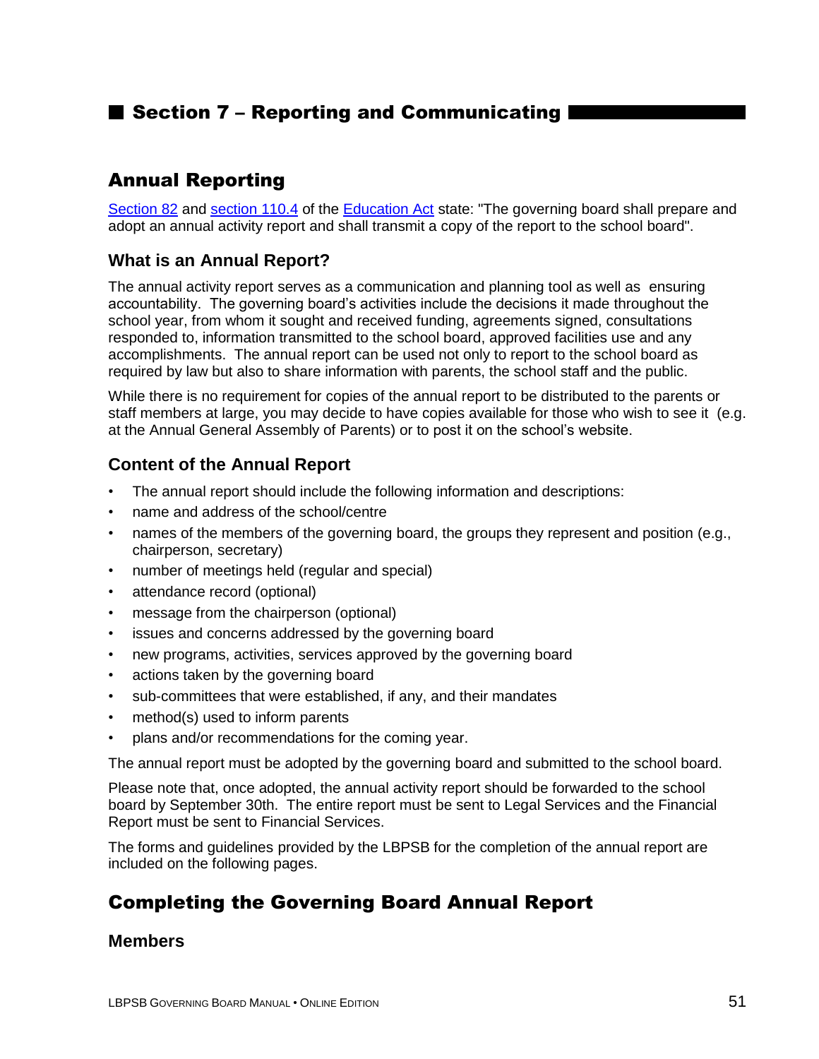# Section 7 – Reporting and Communicating

## Annual Reporting

[Section 82](#) and [section 110.4](#) of the [Education Act](#) state: "The governing board shall prepare and adopt an annual activity report and shall transmit a copy of the report to the school board".

### What is an Annual Report?

The annual activity report serves as a communication and planning tool as well as ensuring accountability. The governing board's activities include the decisions it made throughout the school year, from whom it sought and received funding, agreements signed, consultations responded to, information transmitted to the school board, approved facilities use and any accomplishments. The annual report can be used not only to report to the school board as required by law but also to share information with parents, the school staff and the public.

While there is no requirement for copies of the annual report to be distributed to the parents or staff members at large, you may decide to have copies available for those who wish to see it (e.g. at the Annual General Assembly of Parents) or to post it on the school's website.

### Content of the Annual Report

- The annual report should include the following information and descriptions:
- name and address of the school/centre
- names of the members of the governing board, the groups they represent and position (e.g., chairperson, secretary)
- number of meetings held (regular and special)
- attendance record (optional)
- message from the chairperson (optional)
- issues and concerns addressed by the governing board
- new programs, activities, services approved by the governing board
- actions taken by the governing board
- sub-committees that were established, if any, and their mandates
- method(s) used to inform parents
- plans and/or recommendations for the coming year.

The annual report must be adopted by the governing board and submitted to the school board.

Please note that, once adopted, the annual activity report should be forwarded to the school board by September 30th. The entire report must be sent to Legal Services and the Financial Report must be sent to Financial Services.

The forms and guidelines provided by the LBPSB for the completion of the annual report are included on the following pages.

## Completing the Governing Board Annual Report

### Members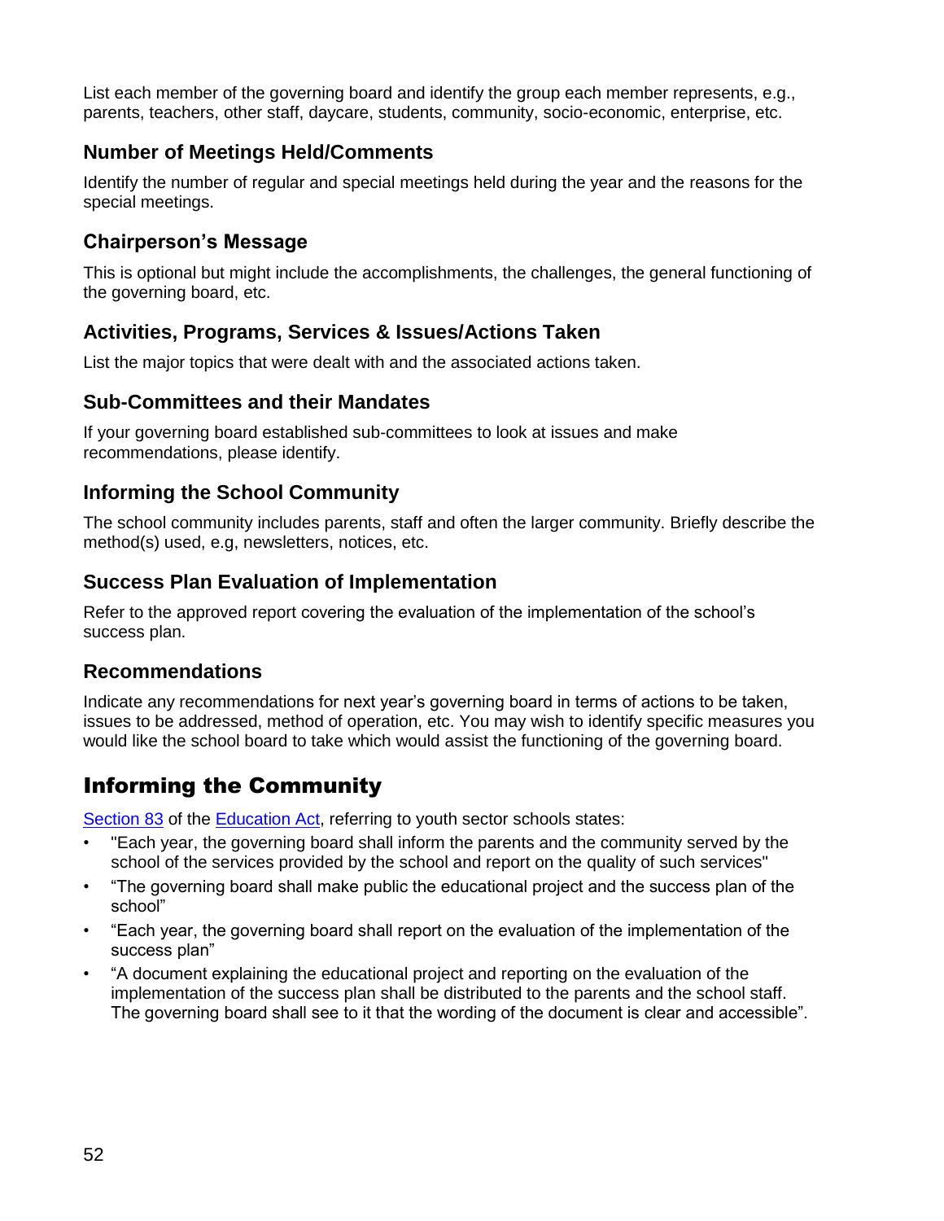List each member of the governing board and identify the group each member represents, e.g., parents, teachers, other staff, daycare, students, community, socio-economic, enterprise, etc.

### Number of Meetings Held/Comments

Identify the number of regular and special meetings held during the year and the reasons for the special meetings.

### Chairperson's Message

This is optional but might include the accomplishments, the challenges, the general functioning of the governing board, etc.

### Activities, Programs, Services & Issues/Actions Taken

List the major topics that were dealt with and the associated actions taken.

### Sub-Committees and their Mandates

If your governing board established sub-committees to look at issues and make recommendations, please identify.

### Informing the School Community

The school community includes parents, staff and often the larger community. Briefly describe the method(s) used, e.g, newsletters, notices, etc.

### Success Plan Evaluation of Implementation

Refer to the approved report covering the evaluation of the implementation of the school's success plan.

### Recommendations

Indicate any recommendations for next year's governing board in terms of actions to be taken, issues to be addressed, method of operation, etc. You may wish to identify specific measures you would like the school board to take which would assist the functioning of the governing board.

## Informing the Community

Section 83 of the Education Act, referring to youth sector schools states:

- "Each year, the governing board shall inform the parents and the community served by the school of the services provided by the school and report on the quality of such services"
- "The governing board shall make public the educational project and the success plan of the school"
- "Each year, the governing board shall report on the evaluation of the implementation of the success plan"
- "A document explaining the educational project and reporting on the evaluation of the implementation of the success plan shall be distributed to the parents and the school staff. The governing board shall see to it that the wording of the document is clear and accessible".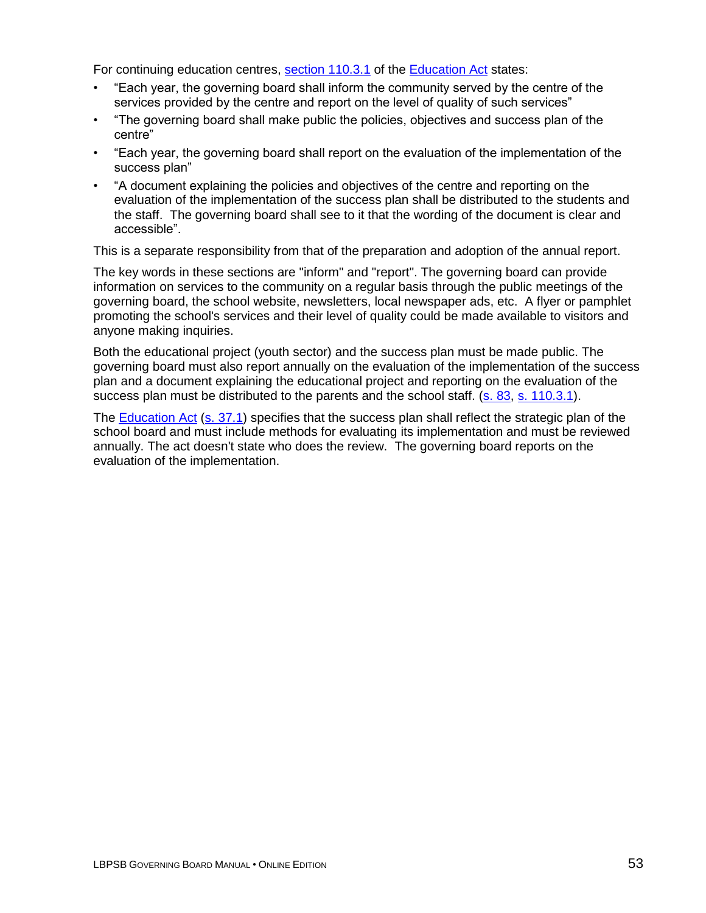For continuing education centres, section 110.3.1 of the Education Act states:

- “Each year, the governing board shall inform the community served by the centre of the services provided by the centre and report on the level of quality of such services”
- “The governing board shall make public the policies, objectives and success plan of the centre”
- “Each year, the governing board shall report on the evaluation of the implementation of the success plan”
- “A document explaining the policies and objectives of the centre and reporting on the evaluation of the implementation of the success plan shall be distributed to the students and the staff. The governing board shall see to it that the wording of the document is clear and accessible”.

This is a separate responsibility from that of the preparation and adoption of the annual report.

The key words in these sections are "inform" and "report". The governing board can provide information on services to the community on a regular basis through the public meetings of the governing board, the school website, newsletters, local newspaper ads, etc. A flyer or pamphlet promoting the school's services and their level of quality could be made available to visitors and anyone making inquiries.

Both the educational project (youth sector) and the success plan must be made public. The governing board must also report annually on the evaluation of the implementation of the success plan and a document explaining the educational project and reporting on the evaluation of the success plan must be distributed to the parents and the school staff. (s. 83, s. 110.3.1).

The Education Act (s. 37.1) specifies that the success plan shall reflect the strategic plan of the school board and must include methods for evaluating its implementation and must be reviewed annually. The act doesn't state who does the review. The governing board reports on the evaluation of the implementation.